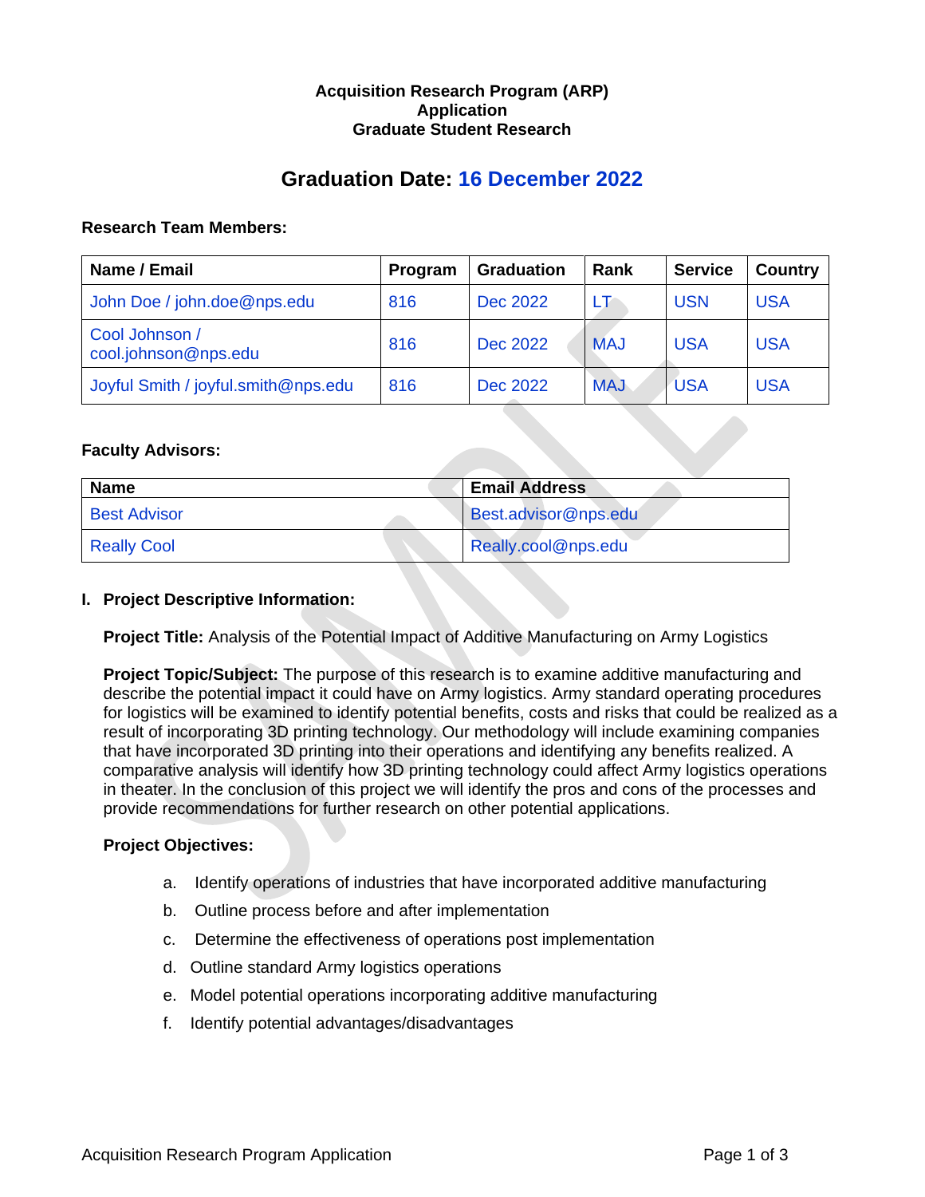**Acquisition Research Program (ARP)**
**Application**
**Graduate Student Research**

# Graduation Date: 16 December 2022

**Research Team Members:**

| Name / Email | Program | Graduation | Rank | Service | Country |
|---|---|---|---|---|---|
| John Doe / john.doe@nps.edu | 816 | Dec 2022 | LT | USN | USA |
| Cool Johnson / cool.johnson@nps.edu | 816 | Dec 2022 | MAJ | USA | USA |
| Joyful Smith / joyful.smith@nps.edu | 816 | Dec 2022 | MAJ | USA | USA |

**Faculty Advisors:**

| Name | Email Address |
|---|---|
| Best Advisor | Best.advisor@nps.edu |
| Really Cool | Really.cool@nps.edu |

**I. Project Descriptive Information:**

**Project Title:** Analysis of the Potential Impact of Additive Manufacturing on Army Logistics

**Project Topic/Subject:** The purpose of this research is to examine additive manufacturing and describe the potential impact it could have on Army logistics. Army standard operating procedures for logistics will be examined to identify potential benefits, costs and risks that could be realized as a result of incorporating 3D printing technology. Our methodology will include examining companies that have incorporated 3D printing into their operations and identifying any benefits realized. A comparative analysis will identify how 3D printing technology could affect Army logistics operations in theater. In the conclusion of this project we will identify the pros and cons of the processes and provide recommendations for further research on other potential applications.

**Project Objectives:**

a. Identify operations of industries that have incorporated additive manufacturing
b. Outline process before and after implementation
c. Determine the effectiveness of operations post implementation
d. Outline standard Army logistics operations
e. Model potential operations incorporating additive manufacturing
f. Identify potential advantages/disadvantages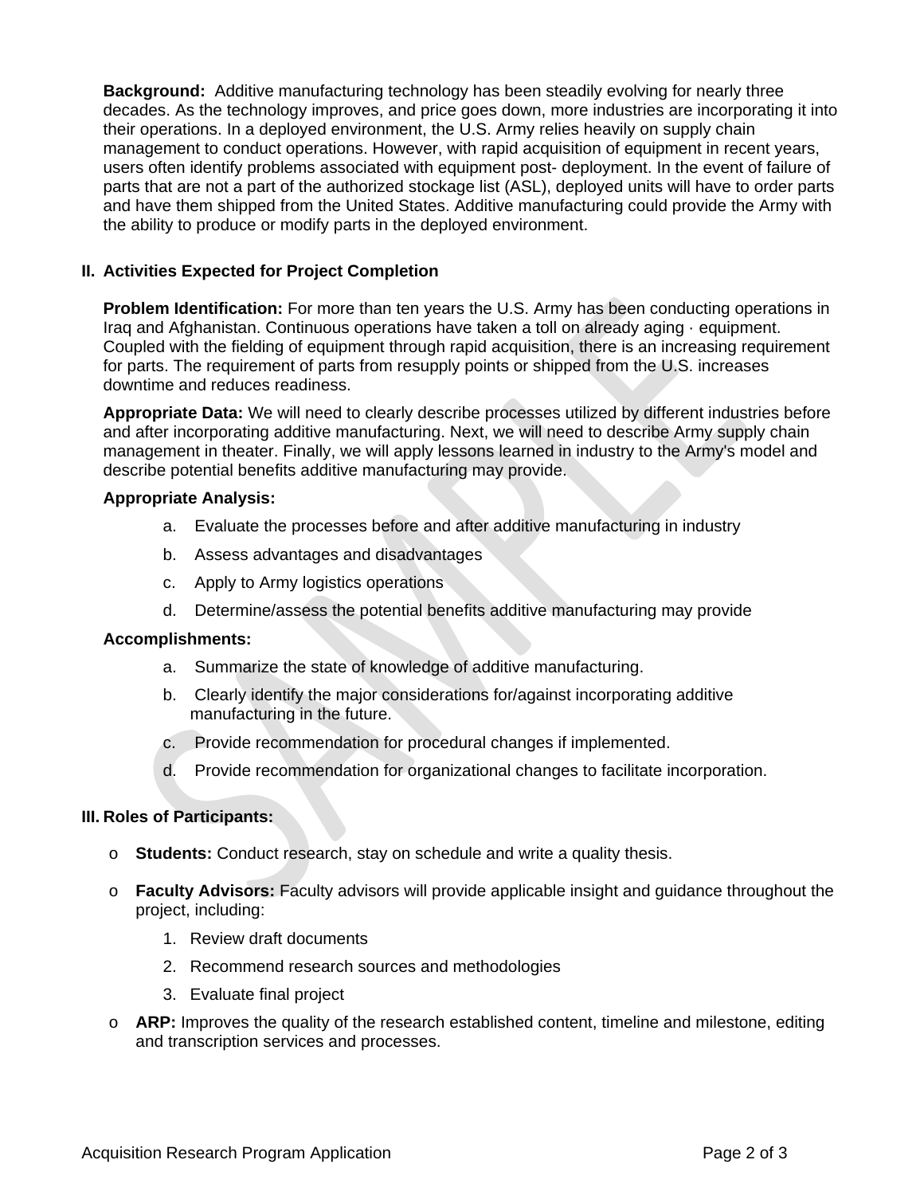**Background:** Additive manufacturing technology has been steadily evolving for nearly three decades. As the technology improves, and price goes down, more industries are incorporating it into their operations. In a deployed environment, the U.S. Army relies heavily on supply chain management to conduct operations. However, with rapid acquisition of equipment in recent years, users often identify problems associated with equipment post- deployment. In the event of failure of parts that are not a part of the authorized stockage list (ASL), deployed units will have to order parts and have them shipped from the United States. Additive manufacturing could provide the Army with the ability to produce or modify parts in the deployed environment.

## II. Activities Expected for Project Completion

**Problem Identification:** For more than ten years the U.S. Army has been conducting operations in Iraq and Afghanistan. Continuous operations have taken a toll on already aging · equipment. Coupled with the fielding of equipment through rapid acquisition, there is an increasing requirement for parts. The requirement of parts from resupply points or shipped from the U.S. increases downtime and reduces readiness.

**Appropriate Data:** We will need to clearly describe processes utilized by different industries before and after incorporating additive manufacturing. Next, we will need to describe Army supply chain management in theater. Finally, we will apply lessons learned in industry to the Army's model and describe potential benefits additive manufacturing may provide.

**Appropriate Analysis:**

a. Evaluate the processes before and after additive manufacturing in industry

b. Assess advantages and disadvantages

c. Apply to Army logistics operations

d. Determine/assess the potential benefits additive manufacturing may provide

**Accomplishments:**

a. Summarize the state of knowledge of additive manufacturing.

b. Clearly identify the major considerations for/against incorporating additive manufacturing in the future.

c. Provide recommendation for procedural changes if implemented.

d. Provide recommendation for organizational changes to facilitate incorporation.

## III. Roles of Participants:

- **Students:** Conduct research, stay on schedule and write a quality thesis.
- **Faculty Advisors:** Faculty advisors will provide applicable insight and guidance throughout the project, including:
  1. Review draft documents
  2. Recommend research sources and methodologies
  3. Evaluate final project
- **ARP:** Improves the quality of the research established content, timeline and milestone, editing and transcription services and processes.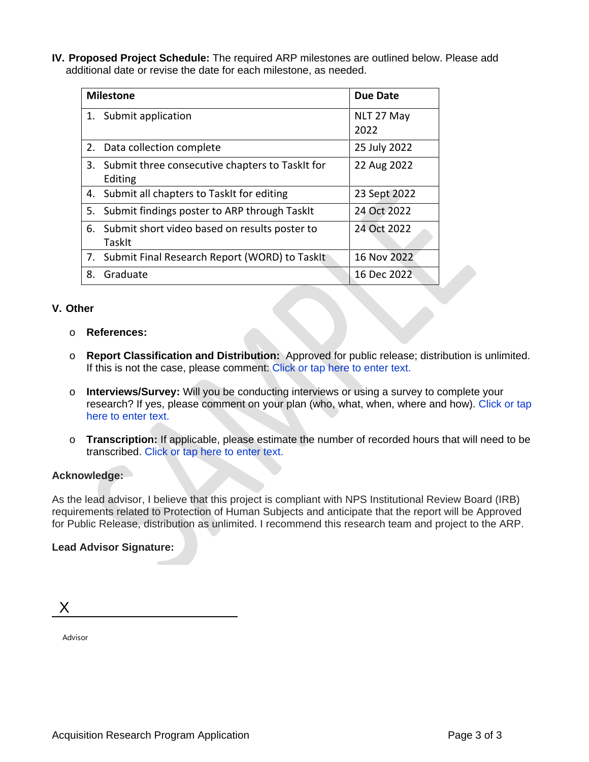**IV. Proposed Project Schedule:** The required ARP milestones are outlined below. Please add additional date or revise the date for each milestone, as needed.

| Milestone | Due Date |
|---|---|
| 1. Submit application | NLT 27 May 2022 |
| 2. Data collection complete | 25 July 2022 |
| 3. Submit three consecutive chapters to TaskIt for Editing | 22 Aug 2022 |
| 4. Submit all chapters to TaskIt for editing | 23 Sept 2022 |
| 5. Submit findings poster to ARP through TaskIt | 24 Oct 2022 |
| 6. Submit short video based on results poster to TaskIt | 24 Oct 2022 |
| 7. Submit Final Research Report (WORD) to TaskIt | 16 Nov 2022 |
| 8. Graduate | 16 Dec 2022 |

**V. Other**

- **References:**
- **Report Classification and Distribution:** Approved for public release; distribution is unlimited. If this is not the case, please comment: Click or tap here to enter text.
- **Interviews/Survey:** Will you be conducting interviews or using a survey to complete your research? If yes, please comment on your plan (who, what, when, where and how). Click or tap here to enter text.
- **Transcription:** If applicable, please estimate the number of recorded hours that will need to be transcribed. Click or tap here to enter text.

**Acknowledge:**

As the lead advisor, I believe that this project is compliant with NPS Institutional Review Board (IRB) requirements related to Protection of Human Subjects and anticipate that the report will be Approved for Public Release, distribution as unlimited. I recommend this research team and project to the ARP.

**Lead Advisor Signature:**

X ______________________________

Advisor